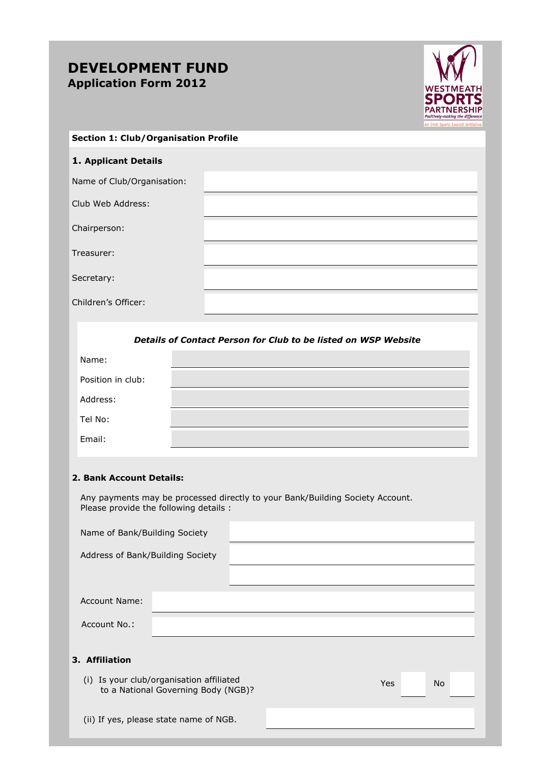# DEVELOPMENT FUND

## Application Form 2012

WESTMEATH SPORTS PARTNERSHIP
*Positively-making the difference*
An Irish Sports Council Initiative

### Section 1: Club/Organisation Profile

#### 1. Applicant Details

| | |
|---|---|
| Name of Club/Organisation: | |
| Club Web Address: | |
| Chairperson: | |
| Treasurer: | |
| Secretary: | |
| Children's Officer: | |

***Details of Contact Person for Club to be listed on WSP Website***

| | |
|---|---|
| Name: | |
| Position in club: | |
| Address: | |
| Tel No: | |
| Email: | |

#### 2. Bank Account Details:

Any payments may be processed directly to your Bank/Building Society Account.
Please provide the following details :

| | |
|---|---|
| Name of Bank/Building Society | |
| Address of Bank/Building Society | |
| | |
| Account Name: | |
| Account No.: | |

#### 3. Affiliation

(i) Is your club/organisation affiliated to a National Governing Body (NGB)? Yes ☐ No ☐

(ii) If yes, please state name of NGB. ______________________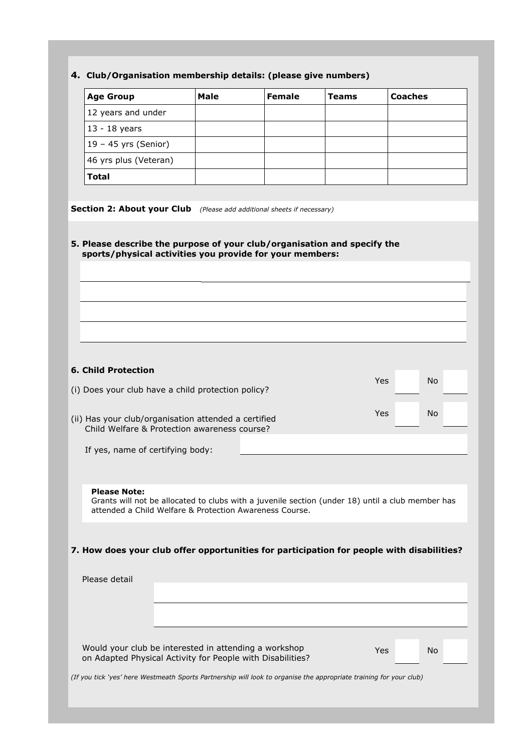**4. Club/Organisation membership details: (please give numbers)**

| Age Group | Male | Female | Teams | Coaches |
|---|---|---|---|---|
| 12 years and under | | | | |
| 13 - 18 years | | | | |
| 19 – 45 yrs (Senior) | | | | |
| 46 yrs plus (Veteran) | | | | |
| **Total** | | | | |

## Section 2: About your Club *(Please add additional sheets if necessary)*

**5. Please describe the purpose of your club/organisation and specify the sports/physical activities you provide for your members:**

**6. Child Protection**

(i) Does your club have a child protection policy? Yes No

(ii) Has your club/organisation attended a certified Child Welfare & Protection awareness course? Yes No

If yes, name of certifying body:

**Please Note:**
Grants will not be allocated to clubs with a juvenile section (under 18) until a club member has attended a Child Welfare & Protection Awareness Course.

**7. How does your club offer opportunities for participation for people with disabilities?**

Please detail

Would your club be interested in attending a workshop on Adapted Physical Activity for People with Disabilities? Yes No

*(If you tick 'yes' here Westmeath Sports Partnership will look to organise the appropriate training for your club)*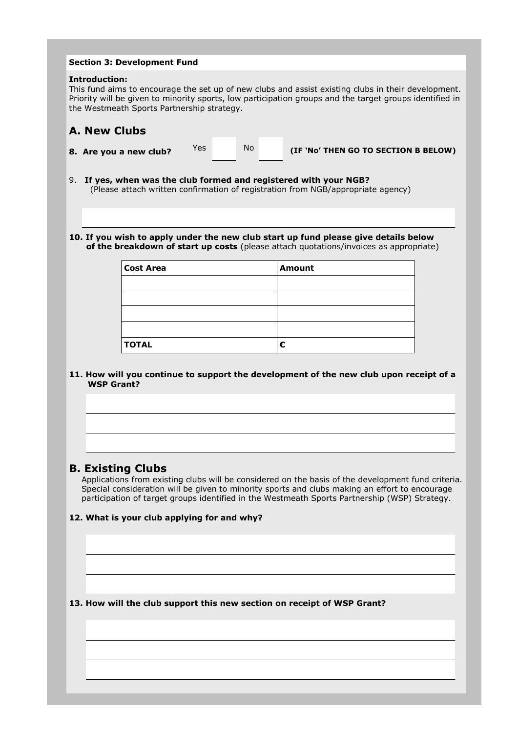**Section 3: Development Fund**

**Introduction:**
This fund aims to encourage the set up of new clubs and assist existing clubs in their development. Priority will be given to minority sports, low participation groups and the target groups identified in the Westmeath Sports Partnership strategy.

## A. New Clubs

**8. Are you a new club?** Yes ☐ No ☐ **(IF 'No' THEN GO TO SECTION B BELOW)**

9. **If yes, when was the club formed and registered with your NGB?**
(Please attach written confirmation of registration from NGB/appropriate agency)

**10. If you wish to apply under the new club start up fund please give details below of the breakdown of start up costs** (please attach quotations/invoices as appropriate)

| Cost Area | Amount |
|---|---|
| | |
| | |
| | |
| | |
| **TOTAL** | **€** |

**11. How will you continue to support the development of the new club upon receipt of a WSP Grant?**

## B. Existing Clubs

Applications from existing clubs will be considered on the basis of the development fund criteria. Special consideration will be given to minority sports and clubs making an effort to encourage participation of target groups identified in the Westmeath Sports Partnership (WSP) Strategy.

**12. What is your club applying for and why?**

**13. How will the club support this new section on receipt of WSP Grant?**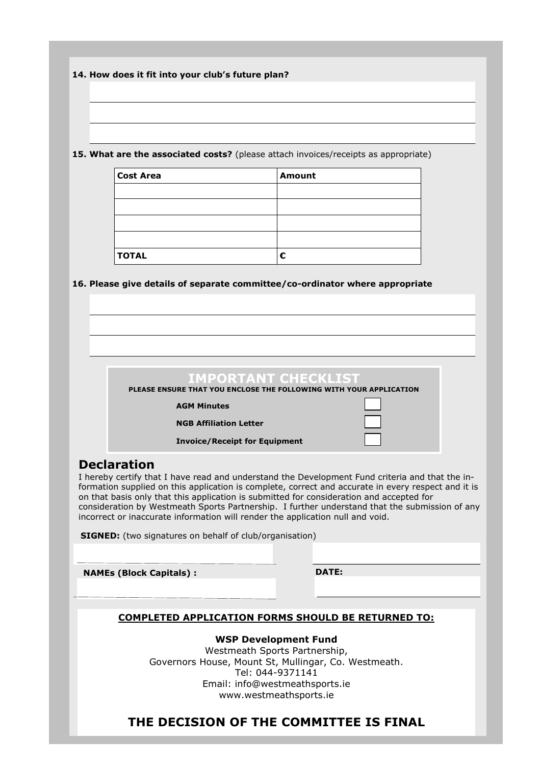**14. How does it fit into your club's future plan?**

**15. What are the associated costs?** (please attach invoices/receipts as appropriate)

| Cost Area | Amount |
|---|---|
| | |
| | |
| | |
| | |
| **TOTAL** | **€** |

**16. Please give details of separate committee/co-ordinator where appropriate**

## IMPORTANT CHECKLIST

**PLEASE ENSURE THAT YOU ENCLOSE THE FOLLOWING WITH YOUR APPLICATION**

- **AGM Minutes** ☐
- **NGB Affiliation Letter** ☐
- **Invoice/Receipt for Equipment** ☐

## Declaration

I hereby certify that I have read and understand the Development Fund criteria and that the information supplied on this application is complete, correct and accurate in every respect and it is on that basis only that this application is submitted for consideration and accepted for consideration by Westmeath Sports Partnership. I further understand that the submission of any incorrect or inaccurate information will render the application null and void.

**SIGNED:** (two signatures on behalf of club/organisation)

**NAMEs (Block Capitals) :**

**DATE:**

**COMPLETED APPLICATION FORMS SHOULD BE RETURNED TO:**

**WSP Development Fund**
Westmeath Sports Partnership,
Governors House, Mount St, Mullingar, Co. Westmeath.
Tel: 044-9371141
Email: info@westmeathsports.ie
www.westmeathsports.ie

## THE DECISION OF THE COMMITTEE IS FINAL